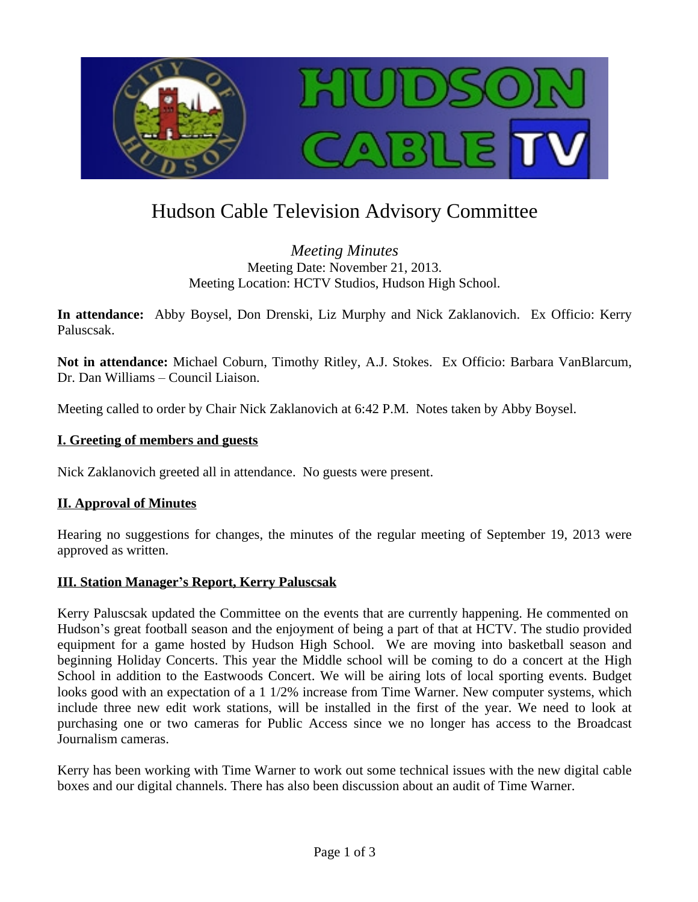# Hudson Cable Television Advisory Committee

*Meeting Minutes*
Meeting Date: November 21, 2013.
Meeting Location: HCTV Studios, Hudson High School.

**In attendance:** Abby Boysel, Don Drenski, Liz Murphy and Nick Zaklanovich. Ex Officio: Kerry Paluscsak.

**Not in attendance:** Michael Coburn, Timothy Ritley, A.J. Stokes. Ex Officio: Barbara VanBlarcum, Dr. Dan Williams – Council Liaison.

Meeting called to order by Chair Nick Zaklanovich at 6:42 P.M. Notes taken by Abby Boysel.

## I. Greeting of members and guests

Nick Zaklanovich greeted all in attendance. No guests were present.

## II. Approval of Minutes

Hearing no suggestions for changes, the minutes of the regular meeting of September 19, 2013 were approved as written.

## III. Station Manager's Report, Kerry Paluscsak

Kerry Paluscsak updated the Committee on the events that are currently happening. He commented on Hudson's great football season and the enjoyment of being a part of that at HCTV. The studio provided equipment for a game hosted by Hudson High School. We are moving into basketball season and beginning Holiday Concerts. This year the Middle school will be coming to do a concert at the High School in addition to the Eastwoods Concert. We will be airing lots of local sporting events. Budget looks good with an expectation of a 1 1/2% increase from Time Warner. New computer systems, which include three new edit work stations, will be installed in the first of the year. We need to look at purchasing one or two cameras for Public Access since we no longer has access to the Broadcast Journalism cameras.

Kerry has been working with Time Warner to work out some technical issues with the new digital cable boxes and our digital channels. There has also been discussion about an audit of Time Warner.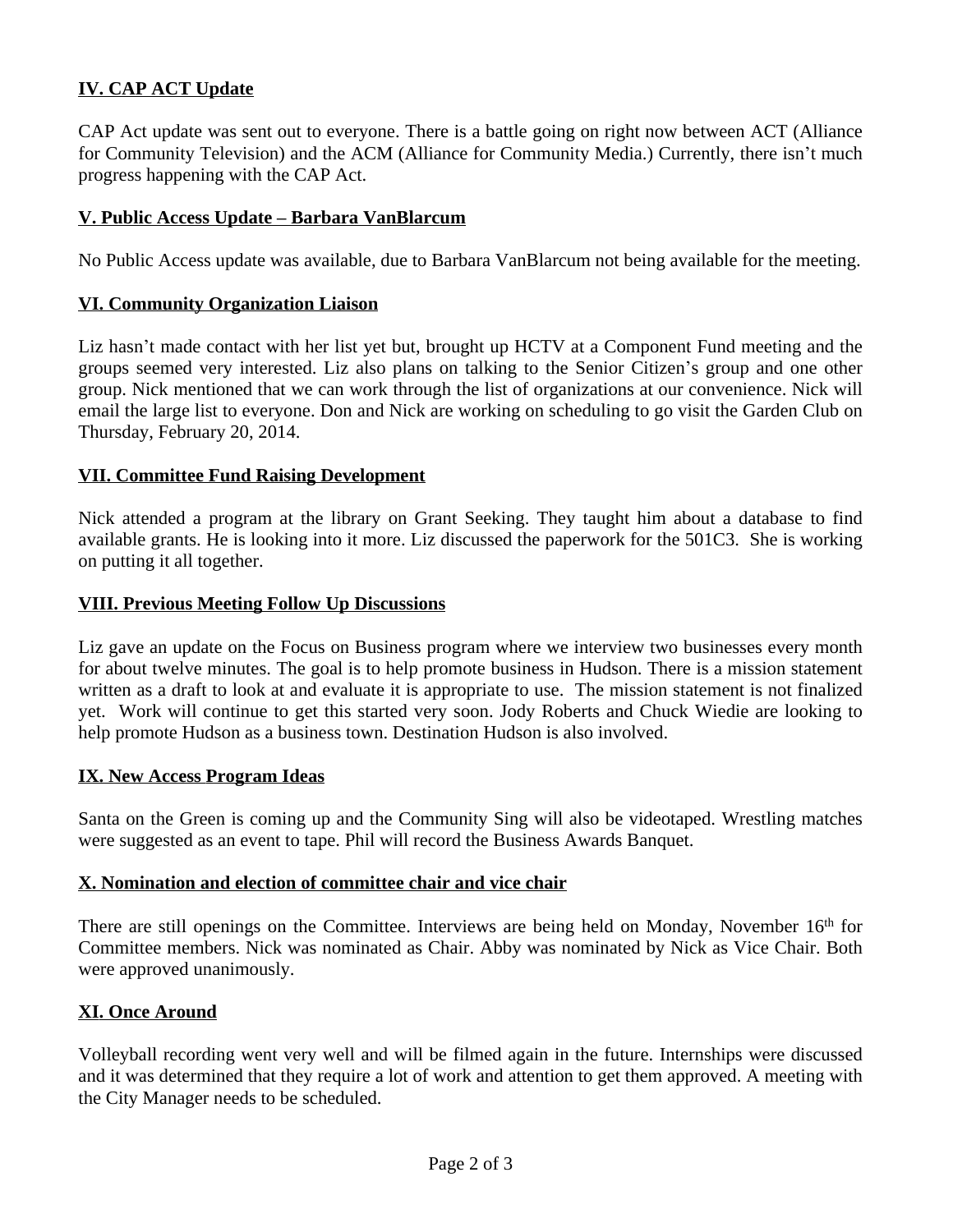## IV. CAP ACT Update

CAP Act update was sent out to everyone. There is a battle going on right now between ACT (Alliance for Community Television) and the ACM (Alliance for Community Media.) Currently, there isn't much progress happening with the CAP Act.

## V. Public Access Update – Barbara VanBlarcum

No Public Access update was available, due to Barbara VanBlarcum not being available for the meeting.

## VI. Community Organization Liaison

Liz hasn't made contact with her list yet but, brought up HCTV at a Component Fund meeting and the groups seemed very interested. Liz also plans on talking to the Senior Citizen's group and one other group. Nick mentioned that we can work through the list of organizations at our convenience. Nick will email the large list to everyone. Don and Nick are working on scheduling to go visit the Garden Club on Thursday, February 20, 2014.

## VII. Committee Fund Raising Development

Nick attended a program at the library on Grant Seeking. They taught him about a database to find available grants. He is looking into it more. Liz discussed the paperwork for the 501C3. She is working on putting it all together.

## VIII. Previous Meeting Follow Up Discussions

Liz gave an update on the Focus on Business program where we interview two businesses every month for about twelve minutes. The goal is to help promote business in Hudson. There is a mission statement written as a draft to look at and evaluate it is appropriate to use. The mission statement is not finalized yet. Work will continue to get this started very soon. Jody Roberts and Chuck Wiedie are looking to help promote Hudson as a business town. Destination Hudson is also involved.

## IX. New Access Program Ideas

Santa on the Green is coming up and the Community Sing will also be videotaped. Wrestling matches were suggested as an event to tape. Phil will record the Business Awards Banquet.

## X. Nomination and election of committee chair and vice chair

There are still openings on the Committee. Interviews are being held on Monday, November 16th for Committee members. Nick was nominated as Chair. Abby was nominated by Nick as Vice Chair. Both were approved unanimously.

## XI. Once Around

Volleyball recording went very well and will be filmed again in the future. Internships were discussed and it was determined that they require a lot of work and attention to get them approved. A meeting with the City Manager needs to be scheduled.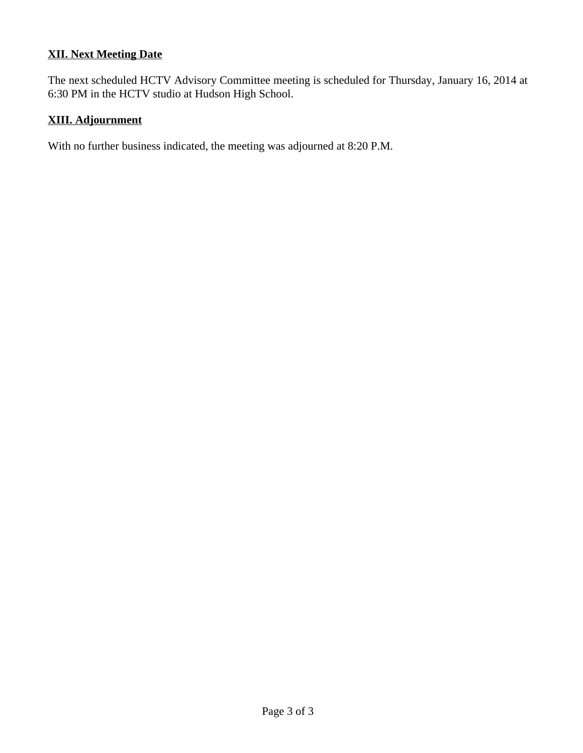## XII. Next Meeting Date

The next scheduled HCTV Advisory Committee meeting is scheduled for Thursday, January 16, 2014 at 6:30 PM in the HCTV studio at Hudson High School.

## XIII. Adjournment

With no further business indicated, the meeting was adjourned at 8:20 P.M.